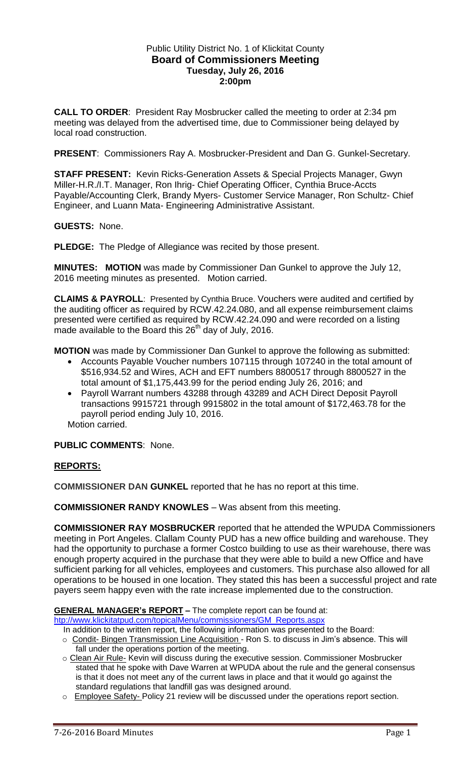Public Utility District No. 1 of Klickitat County

**Board of Commissioners Meeting**

**Tuesday, July 26, 2016**

**2:00pm**

**CALL TO ORDER**: President Ray Mosbrucker called the meeting to order at 2:34 pm meeting was delayed from the advertised time, due to Commissioner being delayed by local road construction.

**PRESENT**: Commissioners Ray A. Mosbrucker-President and Dan G. Gunkel-Secretary.

**STAFF PRESENT:** Kevin Ricks-Generation Assets & Special Projects Manager, Gwyn Miller-H.R./I.T. Manager, Ron Ihrig- Chief Operating Officer, Cynthia Bruce-Accts Payable/Accounting Clerk, Brandy Myers- Customer Service Manager, Ron Schultz- Chief Engineer, and Luann Mata- Engineering Administrative Assistant.

**GUESTS:** None.

**PLEDGE:** The Pledge of Allegiance was recited by those present.

**MINUTES: MOTION** was made by Commissioner Dan Gunkel to approve the July 12, 2016 meeting minutes as presented. Motion carried.

**CLAIMS & PAYROLL**: Presented by Cynthia Bruce. Vouchers were audited and certified by the auditing officer as required by RCW.42.24.080, and all expense reimbursement claims presented were certified as required by RCW.42.24.090 and were recorded on a listing made available to the Board this 26th day of July, 2016.

**MOTION** was made by Commissioner Dan Gunkel to approve the following as submitted:

- Accounts Payable Voucher numbers 107115 through 107240 in the total amount of $516,934.52 and Wires, ACH and EFT numbers 8800517 through 8800527 in the total amount of $1,175,443.99 for the period ending July 26, 2016; and
- Payroll Warrant numbers 43288 through 43289 and ACH Direct Deposit Payroll transactions 9915721 through 9915802 in the total amount of $172,463.78 for the payroll period ending July 10, 2016.

Motion carried.

**PUBLIC COMMENTS**: None.

**REPORTS:**

**COMMISSIONER DAN GUNKEL** reported that he has no report at this time.

**COMMISSIONER RANDY KNOWLES** – Was absent from this meeting.

**COMMISSIONER RAY MOSBRUCKER** reported that he attended the WPUDA Commissioners meeting in Port Angeles. Clallam County PUD has a new office building and warehouse. They had the opportunity to purchase a former Costco building to use as their warehouse, there was enough property acquired in the purchase that they were able to build a new Office and have sufficient parking for all vehicles, employees and customers. This purchase also allowed for all operations to be housed in one location. They stated this has been a successful project and rate payers seem happy even with the rate increase implemented due to the construction.

**GENERAL MANAGER's REPORT –** The complete report can be found at: htp://www.klickitatpud.com/topicalMenu/commissioners/GM_Reports.aspx

In addition to the written report, the following information was presented to the Board:

- Condit- Bingen Transmission Line Acquisition - Ron S. to discuss in Jim's absence. This will fall under the operations portion of the meeting.
- Clean Air Rule- Kevin will discuss during the executive session. Commissioner Mosbrucker stated that he spoke with Dave Warren at WPUDA about the rule and the general consensus is that it does not meet any of the current laws in place and that it would go against the standard regulations that landfill gas was designed around.
- Employee Safety- Policy 21 review will be discussed under the operations report section.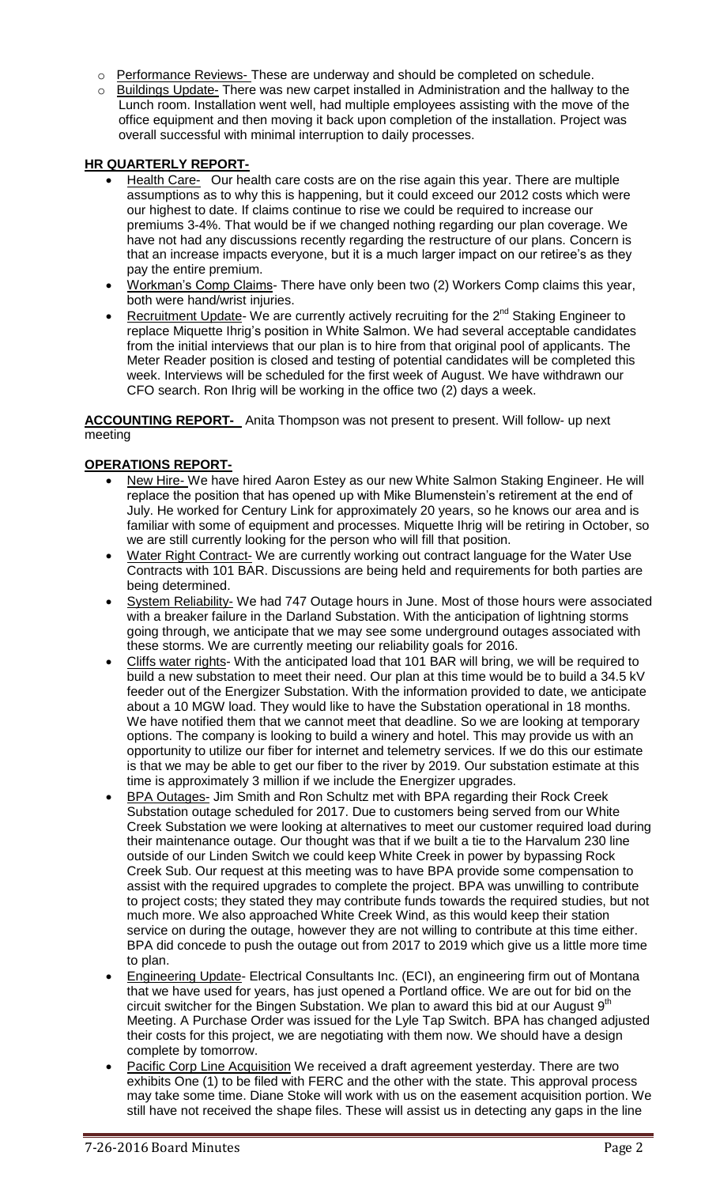- Performance Reviews- These are underway and should be completed on schedule.
- Buildings Update- There was new carpet installed in Administration and the hallway to the Lunch room. Installation went well, had multiple employees assisting with the move of the office equipment and then moving it back upon completion of the installation. Project was overall successful with minimal interruption to daily processes.

**HR QUARTERLY REPORT-**

- Health Care- Our health care costs are on the rise again this year. There are multiple assumptions as to why this is happening, but it could exceed our 2012 costs which were our highest to date. If claims continue to rise we could be required to increase our premiums 3-4%. That would be if we changed nothing regarding our plan coverage. We have not had any discussions recently regarding the restructure of our plans. Concern is that an increase impacts everyone, but it is a much larger impact on our retiree's as they pay the entire premium.
- Workman's Comp Claims- There have only been two (2) Workers Comp claims this year, both were hand/wrist injuries.
- Recruitment Update- We are currently actively recruiting for the 2nd Staking Engineer to replace Miquette Ihrig's position in White Salmon. We had several acceptable candidates from the initial interviews that our plan is to hire from that original pool of applicants. The Meter Reader position is closed and testing of potential candidates will be completed this week. Interviews will be scheduled for the first week of August. We have withdrawn our CFO search. Ron Ihrig will be working in the office two (2) days a week.

**ACCOUNTING REPORT-** Anita Thompson was not present to present. Will follow- up next meeting

**OPERATIONS REPORT-**

- New Hire- We have hired Aaron Estey as our new White Salmon Staking Engineer. He will replace the position that has opened up with Mike Blumenstein's retirement at the end of July. He worked for Century Link for approximately 20 years, so he knows our area and is familiar with some of equipment and processes. Miquette Ihrig will be retiring in October, so we are still currently looking for the person who will fill that position.
- Water Right Contract- We are currently working out contract language for the Water Use Contracts with 101 BAR. Discussions are being held and requirements for both parties are being determined.
- System Reliability- We had 747 Outage hours in June. Most of those hours were associated with a breaker failure in the Darland Substation. With the anticipation of lightning storms going through, we anticipate that we may see some underground outages associated with these storms. We are currently meeting our reliability goals for 2016.
- Cliffs water rights- With the anticipated load that 101 BAR will bring, we will be required to build a new substation to meet their need. Our plan at this time would be to build a 34.5 kV feeder out of the Energizer Substation. With the information provided to date, we anticipate about a 10 MGW load. They would like to have the Substation operational in 18 months. We have notified them that we cannot meet that deadline. So we are looking at temporary options. The company is looking to build a winery and hotel. This may provide us with an opportunity to utilize our fiber for internet and telemetry services. If we do this our estimate is that we may be able to get our fiber to the river by 2019. Our substation estimate at this time is approximately 3 million if we include the Energizer upgrades.
- BPA Outages- Jim Smith and Ron Schultz met with BPA regarding their Rock Creek Substation outage scheduled for 2017. Due to customers being served from our White Creek Substation we were looking at alternatives to meet our customer required load during their maintenance outage. Our thought was that if we built a tie to the Harvalum 230 line outside of our Linden Switch we could keep White Creek in power by bypassing Rock Creek Sub. Our request at this meeting was to have BPA provide some compensation to assist with the required upgrades to complete the project. BPA was unwilling to contribute to project costs; they stated they may contribute funds towards the required studies, but not much more. We also approached White Creek Wind, as this would keep their station service on during the outage, however they are not willing to contribute at this time either. BPA did concede to push the outage out from 2017 to 2019 which give us a little more time to plan.
- Engineering Update- Electrical Consultants Inc. (ECI), an engineering firm out of Montana that we have used for years, has just opened a Portland office. We are out for bid on the circuit switcher for the Bingen Substation. We plan to award this bid at our August 9th Meeting. A Purchase Order was issued for the Lyle Tap Switch. BPA has changed adjusted their costs for this project, we are negotiating with them now. We should have a design complete by tomorrow.
- Pacific Corp Line Acquisition We received a draft agreement yesterday. There are two exhibits One (1) to be filed with FERC and the other with the state. This approval process may take some time. Diane Stoke will work with us on the easement acquisition portion. We still have not received the shape files. These will assist us in detecting any gaps in the line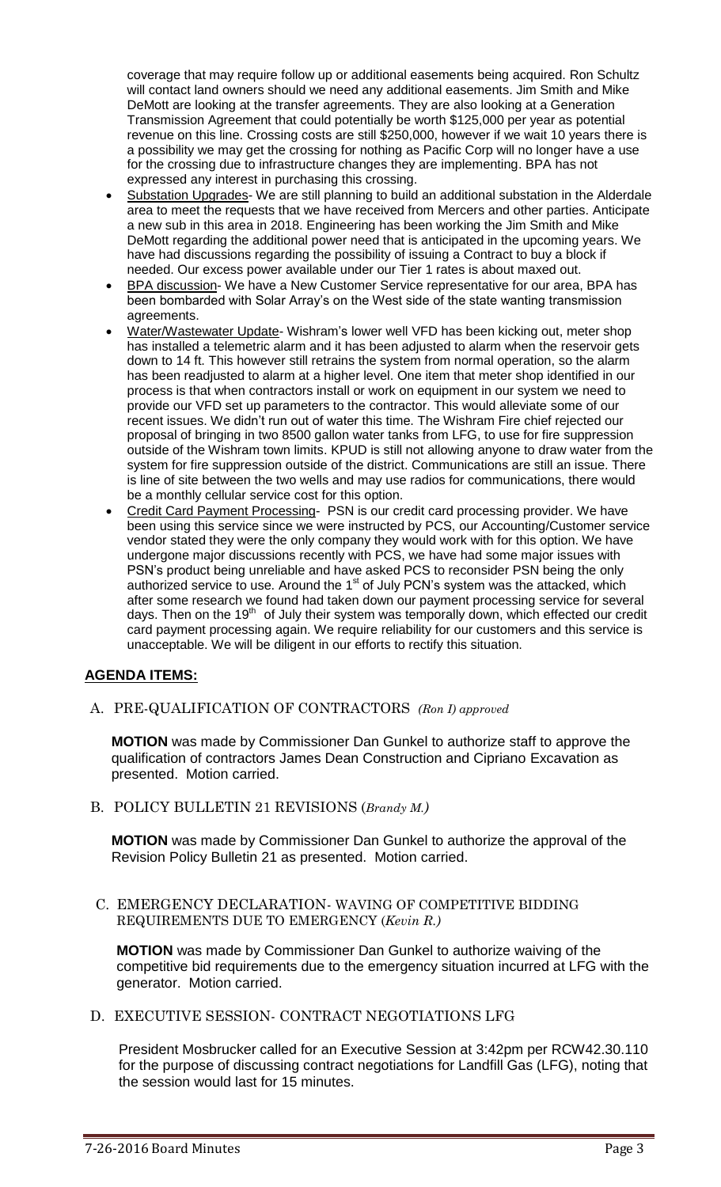coverage that may require follow up or additional easements being acquired. Ron Schultz will contact land owners should we need any additional easements. Jim Smith and Mike DeMott are looking at the transfer agreements. They are also looking at a Generation Transmission Agreement that could potentially be worth $125,000 per year as potential revenue on this line. Crossing costs are still $250,000, however if we wait 10 years there is a possibility we may get the crossing for nothing as Pacific Corp will no longer have a use for the crossing due to infrastructure changes they are implementing. BPA has not expressed any interest in purchasing this crossing.

- Substation Upgrades- We are still planning to build an additional substation in the Alderdale area to meet the requests that we have received from Mercers and other parties. Anticipate a new sub in this area in 2018. Engineering has been working the Jim Smith and Mike DeMott regarding the additional power need that is anticipated in the upcoming years. We have had discussions regarding the possibility of issuing a Contract to buy a block if needed. Our excess power available under our Tier 1 rates is about maxed out.
- BPA discussion- We have a New Customer Service representative for our area, BPA has been bombarded with Solar Array's on the West side of the state wanting transmission agreements.
- Water/Wastewater Update- Wishram's lower well VFD has been kicking out, meter shop has installed a telemetric alarm and it has been adjusted to alarm when the reservoir gets down to 14 ft. This however still retrains the system from normal operation, so the alarm has been readjusted to alarm at a higher level. One item that meter shop identified in our process is that when contractors install or work on equipment in our system we need to provide our VFD set up parameters to the contractor. This would alleviate some of our recent issues. We didn't run out of water this time. The Wishram Fire chief rejected our proposal of bringing in two 8500 gallon water tanks from LFG, to use for fire suppression outside of the Wishram town limits. KPUD is still not allowing anyone to draw water from the system for fire suppression outside of the district. Communications are still an issue. There is line of site between the two wells and may use radios for communications, there would be a monthly cellular service cost for this option.
- Credit Card Payment Processing- PSN is our credit card processing provider. We have been using this service since we were instructed by PCS, our Accounting/Customer service vendor stated they were the only company they would work with for this option. We have undergone major discussions recently with PCS, we have had some major issues with PSN's product being unreliable and have asked PCS to reconsider PSN being the only authorized service to use. Around the 1st of July PCN's system was the attacked, which after some research we found had taken down our payment processing service for several days. Then on the 19th of July their system was temporally down, which effected our credit card payment processing again. We require reliability for our customers and this service is unacceptable. We will be diligent in our efforts to rectify this situation.

## AGENDA ITEMS:

A. PRE-QUALIFICATION OF CONTRACTORS *(Ron I) approved*

**MOTION** was made by Commissioner Dan Gunkel to authorize staff to approve the qualification of contractors James Dean Construction and Cipriano Excavation as presented. Motion carried.

B. POLICY BULLETIN 21 REVISIONS (*Brandy M.)*

**MOTION** was made by Commissioner Dan Gunkel to authorize the approval of the Revision Policy Bulletin 21 as presented. Motion carried.

C. EMERGENCY DECLARATION- WAVING OF COMPETITIVE BIDDING REQUIREMENTS DUE TO EMERGENCY (*Kevin R.)*

**MOTION** was made by Commissioner Dan Gunkel to authorize waiving of the competitive bid requirements due to the emergency situation incurred at LFG with the generator. Motion carried.

D. EXECUTIVE SESSION- CONTRACT NEGOTIATIONS LFG

President Mosbrucker called for an Executive Session at 3:42pm per RCW42.30.110 for the purpose of discussing contract negotiations for Landfill Gas (LFG), noting that the session would last for 15 minutes.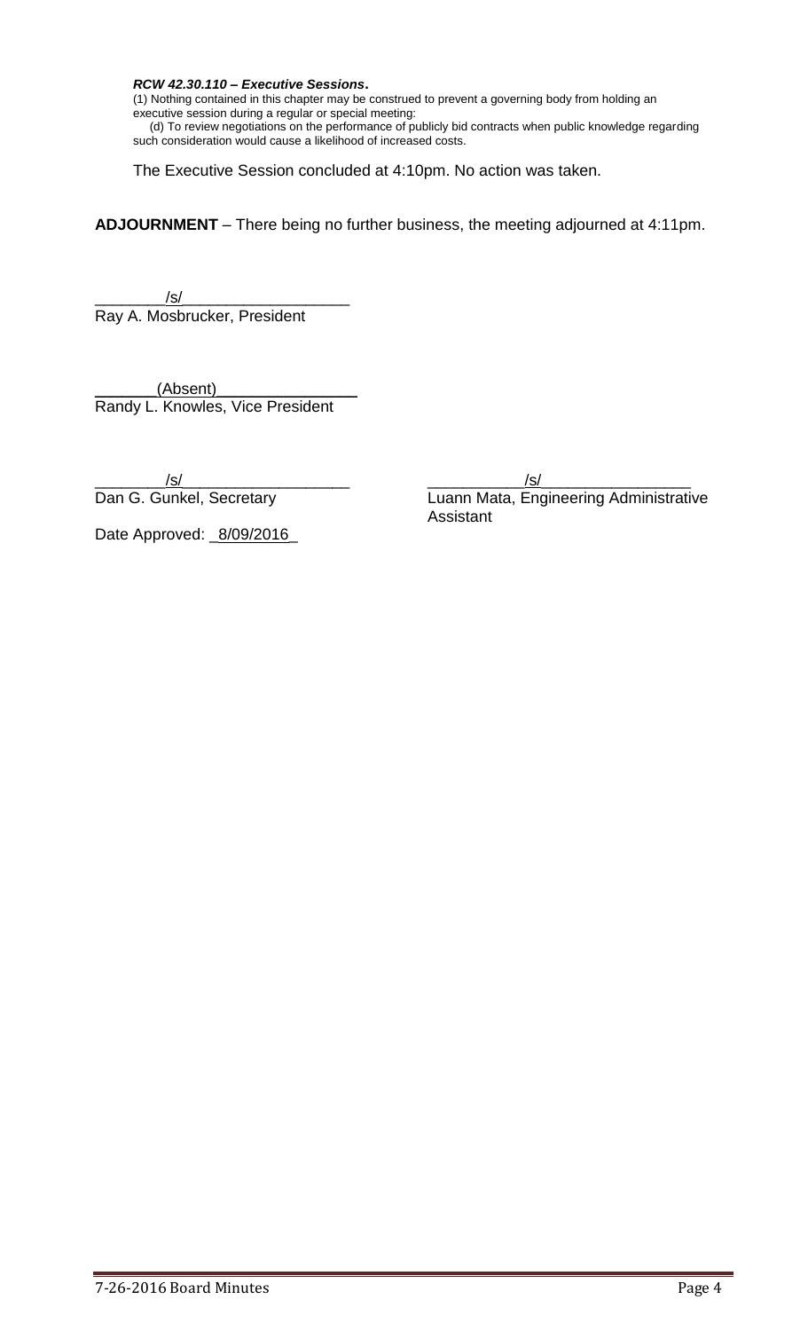***RCW 42.30.110 – Executive Sessions*.**

(1) Nothing contained in this chapter may be construed to prevent a governing body from holding an executive session during a regular or special meeting:

(d) To review negotiations on the performance of publicly bid contracts when public knowledge regarding such consideration would cause a likelihood of increased costs.

The Executive Session concluded at 4:10pm. No action was taken.

**ADJOURNMENT** – There being no further business, the meeting adjourned at 4:11pm.

________/s/___________________
Ray A. Mosbrucker, President

_______(Absent)________________
Randy L. Knowles, Vice President

________/s/___________________
Dan G. Gunkel, Secretary

___________/s/________________
Luann Mata, Engineering Administrative Assistant

Date Approved: _8/09/2016_